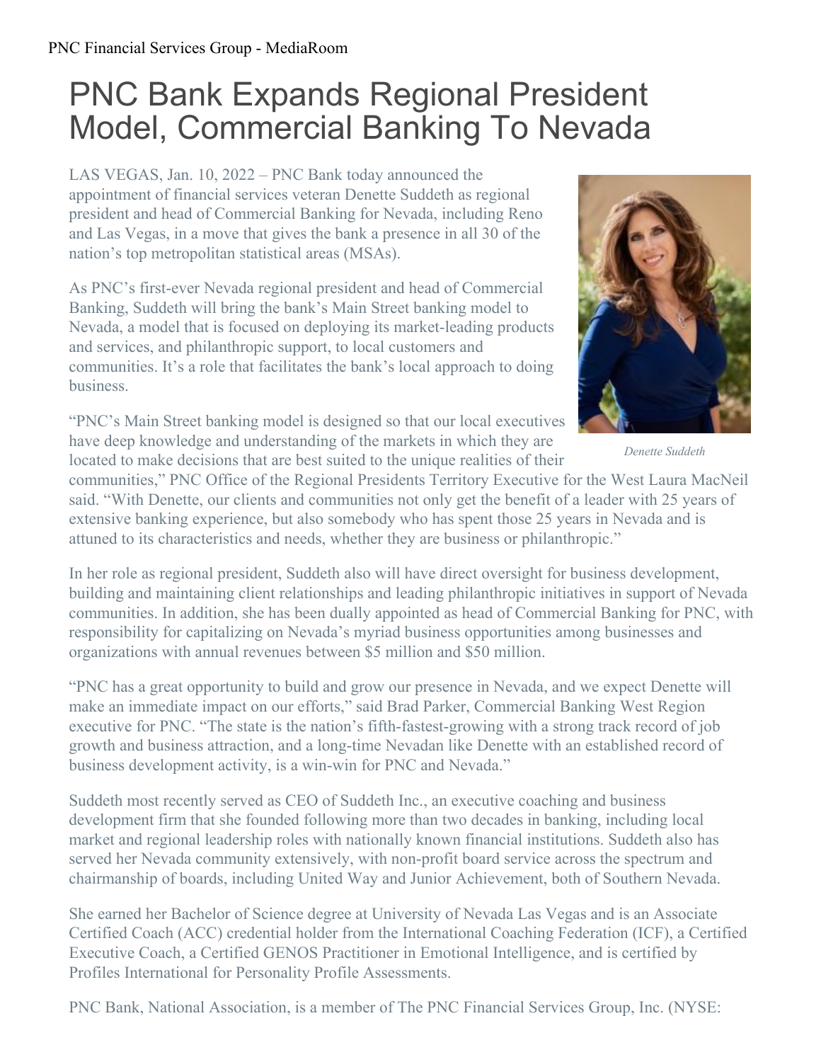# PNC Bank Expands Regional President Model, Commercial Banking To Nevada

LAS VEGAS, Jan. 10, 2022 – PNC Bank today announced the appointment of financial services veteran Denette Suddeth as regional president and head of Commercial Banking for Nevada, including Reno and Las Vegas, in a move that gives the bank a presence in all 30 of the nation's top metropolitan statistical areas (MSAs).

*Denette Suddeth*

As PNC's first-ever Nevada regional president and head of Commercial Banking, Suddeth will bring the bank's Main Street banking model to Nevada, a model that is focused on deploying its market-leading products and services, and philanthropic support, to local customers and communities. It's a role that facilitates the bank's local approach to doing business.

"PNC's Main Street banking model is designed so that our local executives have deep knowledge and understanding of the markets in which they are located to make decisions that are best suited to the unique realities of their communities," PNC Office of the Regional Presidents Territory Executive for the West Laura MacNeil said. "With Denette, our clients and communities not only get the benefit of a leader with 25 years of extensive banking experience, but also somebody who has spent those 25 years in Nevada and is attuned to its characteristics and needs, whether they are business or philanthropic."

In her role as regional president, Suddeth also will have direct oversight for business development, building and maintaining client relationships and leading philanthropic initiatives in support of Nevada communities. In addition, she has been dually appointed as head of Commercial Banking for PNC, with responsibility for capitalizing on Nevada's myriad business opportunities among businesses and organizations with annual revenues between $5 million and $50 million.

"PNC has a great opportunity to build and grow our presence in Nevada, and we expect Denette will make an immediate impact on our efforts," said Brad Parker, Commercial Banking West Region executive for PNC. "The state is the nation's fifth-fastest-growing with a strong track record of job growth and business attraction, and a long-time Nevadan like Denette with an established record of business development activity, is a win-win for PNC and Nevada."

Suddeth most recently served as CEO of Suddeth Inc., an executive coaching and business development firm that she founded following more than two decades in banking, including local market and regional leadership roles with nationally known financial institutions. Suddeth also has served her Nevada community extensively, with non-profit board service across the spectrum and chairmanship of boards, including United Way and Junior Achievement, both of Southern Nevada.

She earned her Bachelor of Science degree at University of Nevada Las Vegas and is an Associate Certified Coach (ACC) credential holder from the International Coaching Federation (ICF), a Certified Executive Coach, a Certified GENOS Practitioner in Emotional Intelligence, and is certified by Profiles International for Personality Profile Assessments.

PNC Bank, National Association, is a member of The PNC Financial Services Group, Inc. (NYSE: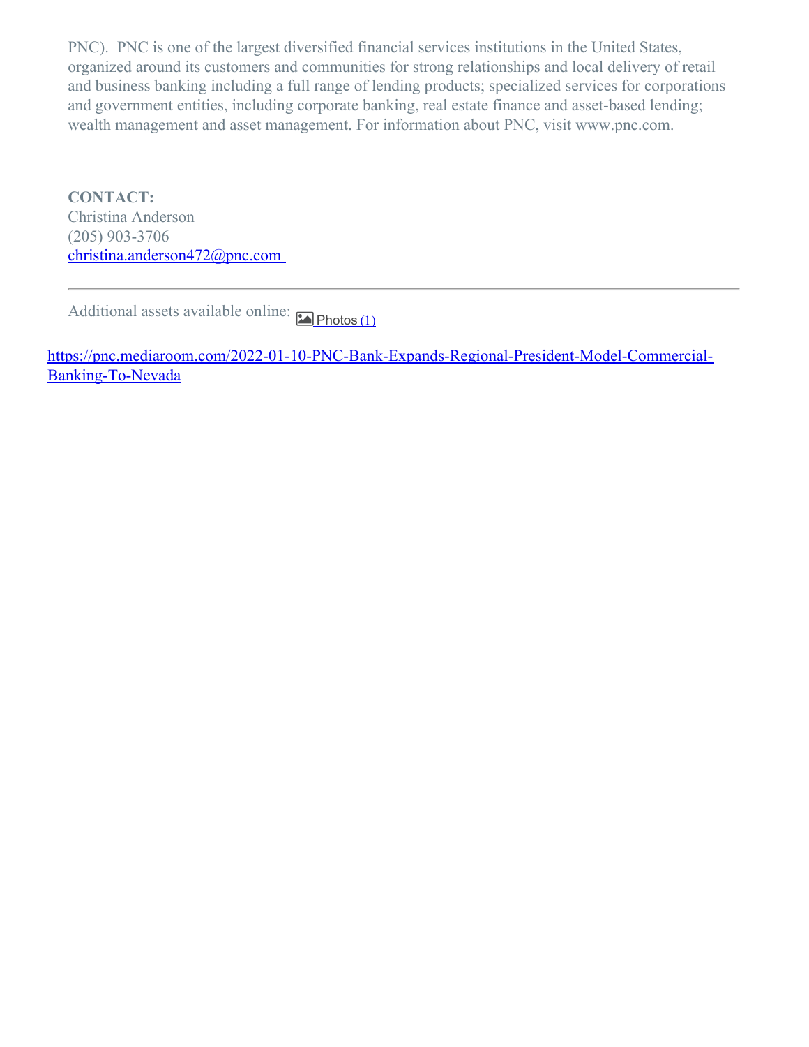PNC). PNC is one of the largest diversified financial services institutions in the United States, organized around its customers and communities for strong relationships and local delivery of retail and business banking including a full range of lending products; specialized services for corporations and government entities, including corporate banking, real estate finance and asset-based lending; wealth management and asset management. For information about PNC, visit www.pnc.com.

**CONTACT:**
Christina Anderson
(205) 903-3706
christina.anderson472@pnc.com

---

Additional assets available online: Photos (1)

https://pnc.mediaroom.com/2022-01-10-PNC-Bank-Expands-Regional-President-Model-Commercial-Banking-To-Nevada